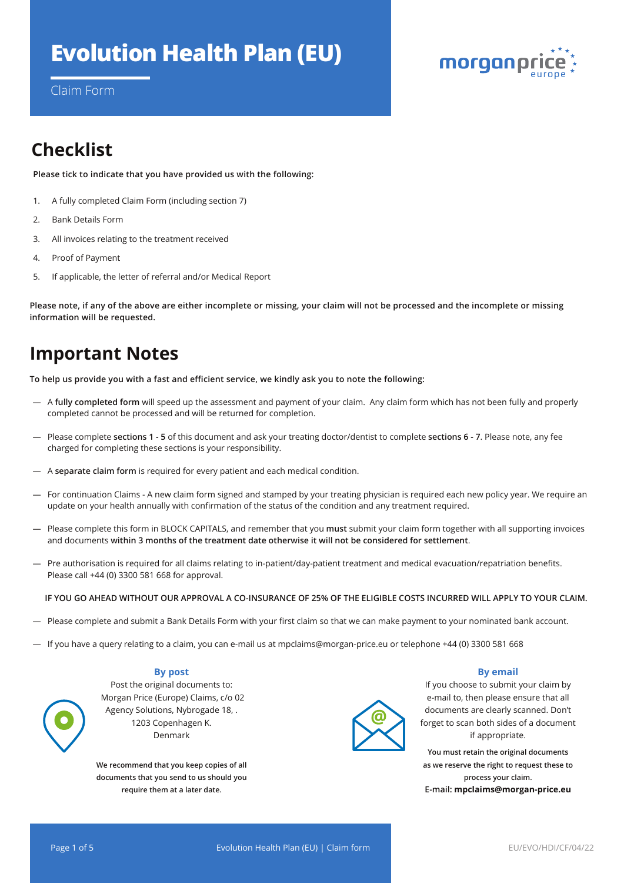# Evolution Health Plan (EU)

Claim Form

## Checklist

**Please tick to indicate that you have provided us with the following:**

1. A fully completed Claim Form (including section 7)
2. Bank Details Form
3. All invoices relating to the treatment received
4. Proof of Payment
5. If applicable, the letter of referral and/or Medical Report

**Please note, if any of the above are either incomplete or missing, your claim will not be processed and the incomplete or missing information will be requested.**

## Important Notes

**To help us provide you with a fast and efficient service, we kindly ask you to note the following:**

- A **fully completed form** will speed up the assessment and payment of your claim. Any claim form which has not been fully and properly completed cannot be processed and will be returned for completion.
- Please complete **sections 1 - 5** of this document and ask your treating doctor/dentist to complete **sections 6 - 7**. Please note, any fee charged for completing these sections is your responsibility.
- A **separate claim form** is required for every patient and each medical condition.
- For continuation Claims - A new claim form signed and stamped by your treating physician is required each new policy year. We require an update on your health annually with confirmation of the status of the condition and any treatment required.
- Please complete this form in BLOCK CAPITALS, and remember that you **must** submit your claim form together with all supporting invoices and documents **within 3 months of the treatment date otherwise it will not be considered for settlement**.
- Pre authorisation is required for all claims relating to in-patient/day-patient treatment and medical evacuation/repatriation benefits. Please call +44 (0) 3300 581 668 for approval.

**IF YOU GO AHEAD WITHOUT OUR APPROVAL A CO-INSURANCE OF 25% OF THE ELIGIBLE COSTS INCURRED WILL APPLY TO YOUR CLAIM.**

- Please complete and submit a Bank Details Form with your first claim so that we can make payment to your nominated bank account.
- If you have a query relating to a claim, you can e-mail us at mpclaims@morgan-price.eu or telephone +44 (0) 3300 581 668

### By post

Post the original documents to:
Morgan Price (Europe) Claims, c/o 02 Agency Solutions, Nybrogade 18, .
1203 Copenhagen K.
Denmark

**We recommend that you keep copies of all documents that you send to us should you require them at a later date.**

### By email

If you choose to submit your claim by e-mail to, then please ensure that all documents are clearly scanned. Don't forget to scan both sides of a document if appropriate.

**You must retain the original documents as we reserve the right to request these to process your claim.**

E-mail: **mpclaims@morgan-price.eu**

EU/EVO/HDI/CF/04/22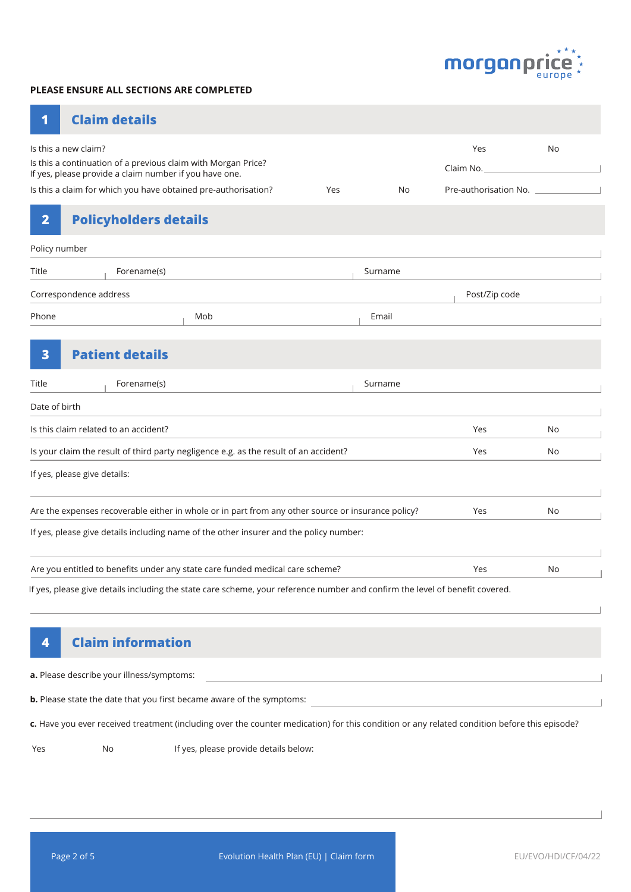**PLEASE ENSURE ALL SECTIONS ARE COMPLETED**

## 1 Claim details

Is this a new claim? Yes No

Is this a continuation of a previous claim with Morgan Price?
If yes, please provide a claim number if you have one. Claim No.

Is this a claim for which you have obtained pre-authorisation? Yes No Pre-authorisation No.

## 2 Policyholders details

Policy number

Title Forename(s) Surname

Correspondence address Post/Zip code

Phone Mob Email

## 3 Patient details

Title Forename(s) Surname

Date of birth

Is this claim related to an accident? Yes No

Is your claim the result of third party negligence e.g. as the result of an accident? Yes No

If yes, please give details:

Are the expenses recoverable either in whole or in part from any other source or insurance policy? Yes No

If yes, please give details including name of the other insurer and the policy number:

Are you entitled to benefits under any state care funded medical care scheme? Yes No

If yes, please give details including the state care scheme, your reference number and confirm the level of benefit covered.

## 4 Claim information

**a.** Please describe your illness/symptoms:

**b.** Please state the date that you first became aware of the symptoms:

**c.** Have you ever received treatment (including over the counter medication) for this condition or any related condition before this episode?

Yes No If yes, please provide details below:

Evolution Health Plan (EU) | Claim form

EU/EVO/HDI/CF/04/22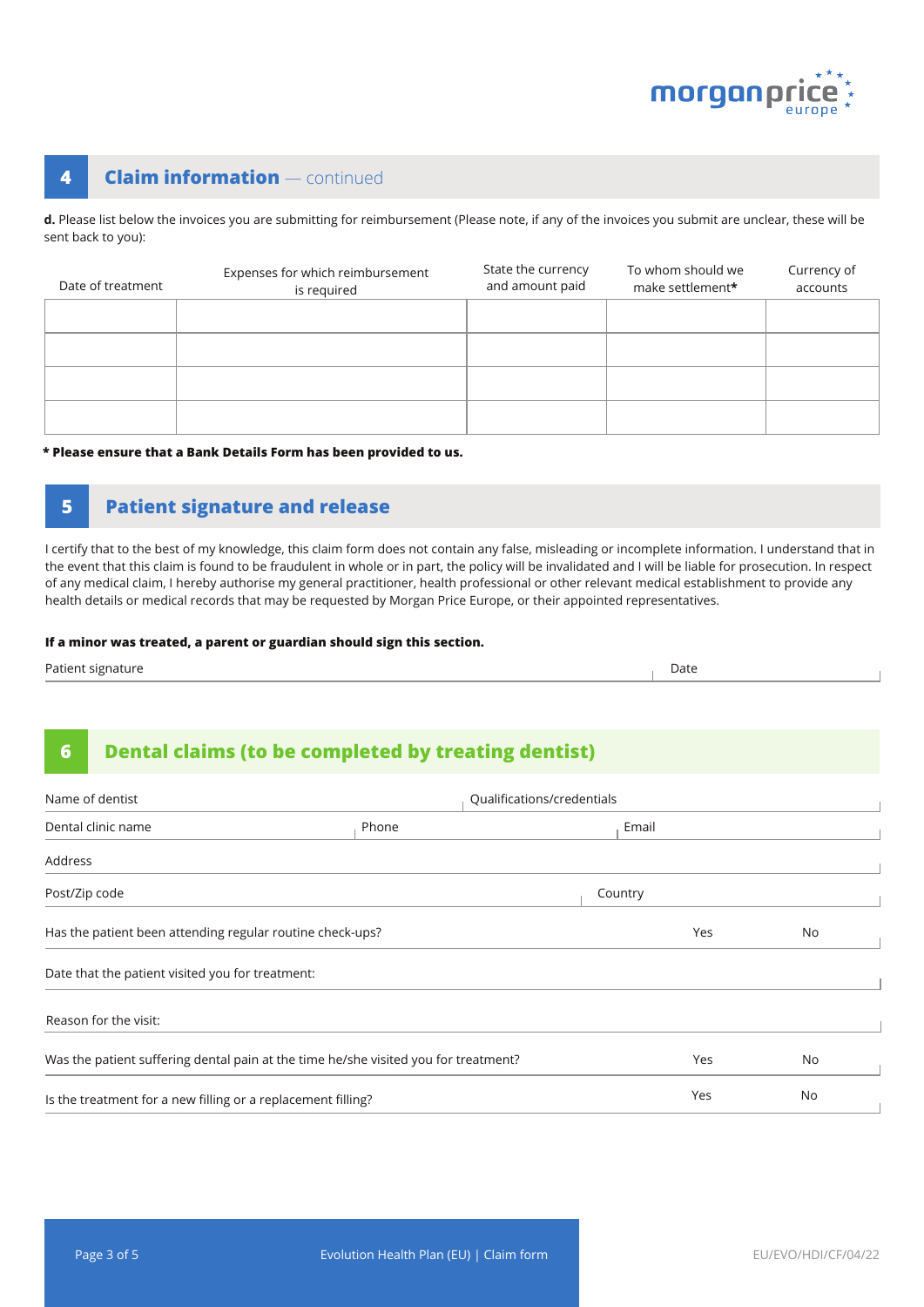## 4 Claim information — continued

**d.** Please list below the invoices you are submitting for reimbursement (Please note, if any of the invoices you submit are unclear, these will be sent back to you):

| Date of treatment | Expenses for which reimbursement is required | State the currency and amount paid | To whom should we make settlement* | Currency of accounts |
|---|---|---|---|---|
| | | | | |
| | | | | |
| | | | | |
| | | | | |

**\* Please ensure that a Bank Details Form has been provided to us.**

## 5 Patient signature and release

I certify that to the best of my knowledge, this claim form does not contain any false, misleading or incomplete information. I understand that in the event that this claim is found to be fraudulent in whole or in part, the policy will be invalidated and I will be liable for prosecution. In respect of any medical claim, I hereby authorise my general practitioner, health professional or other relevant medical establishment to provide any health details or medical records that may be requested by Morgan Price Europe, or their appointed representatives.

**If a minor was treated, a parent or guardian should sign this section.**

Patient signature ______________________ Date ____________

## 6 Dental claims (to be completed by treating dentist)

Name of dentist ______________________ Qualifications/credentials ______________________

Dental clinic name ______________ Phone ______________ Email ______________

Address ______________________________________________

Post/Zip code ______________________ Country ______________________

Has the patient been attending regular routine check-ups? Yes No

Date that the patient visited you for treatment: ______________________

Reason for the visit: ______________________

Was the patient suffering dental pain at the time he/she visited you for treatment? Yes No

Is the treatment for a new filling or a replacement filling? Yes No

EU/EVO/HDI/CF/04/22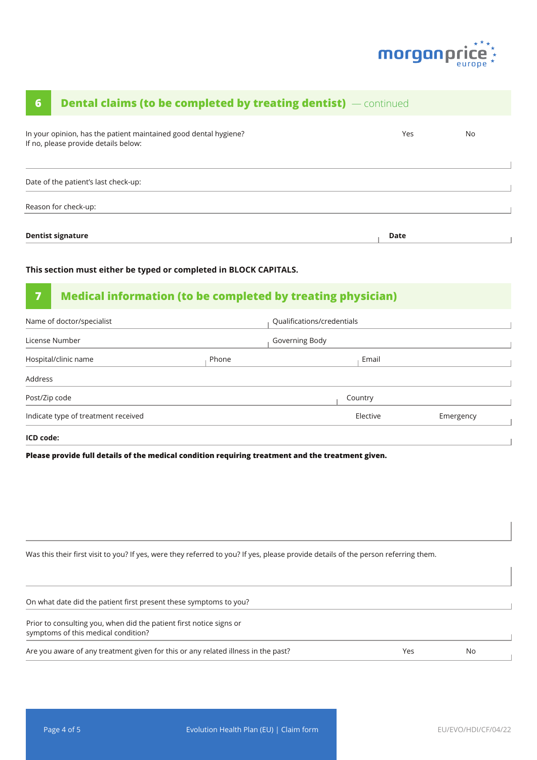## 6 Dental claims (to be completed by treating dentist) — continued

In your opinion, has the patient maintained good dental hygiene? Yes No
If no, please provide details below:

Date of the patient's last check-up:

Reason for check-up:

**Dentist signature** **Date**

**This section must either be typed or completed in BLOCK CAPITALS.**

## 7 Medical information (to be completed by treating physician)

Name of doctor/specialist | Qualifications/credentials

License Number | Governing Body

Hospital/clinic name | Phone | Email

Address

Post/Zip code | Country

Indicate type of treatment received Elective Emergency

**ICD code:**

**Please provide full details of the medical condition requiring treatment and the treatment given.**

Was this their first visit to you? If yes, were they referred to you? If yes, please provide details of the person referring them.

On what date did the patient first present these symptoms to you?

Prior to consulting you, when did the patient first notice signs or symptoms of this medical condition?

Are you aware of any treatment given for this or any related illness in the past? Yes No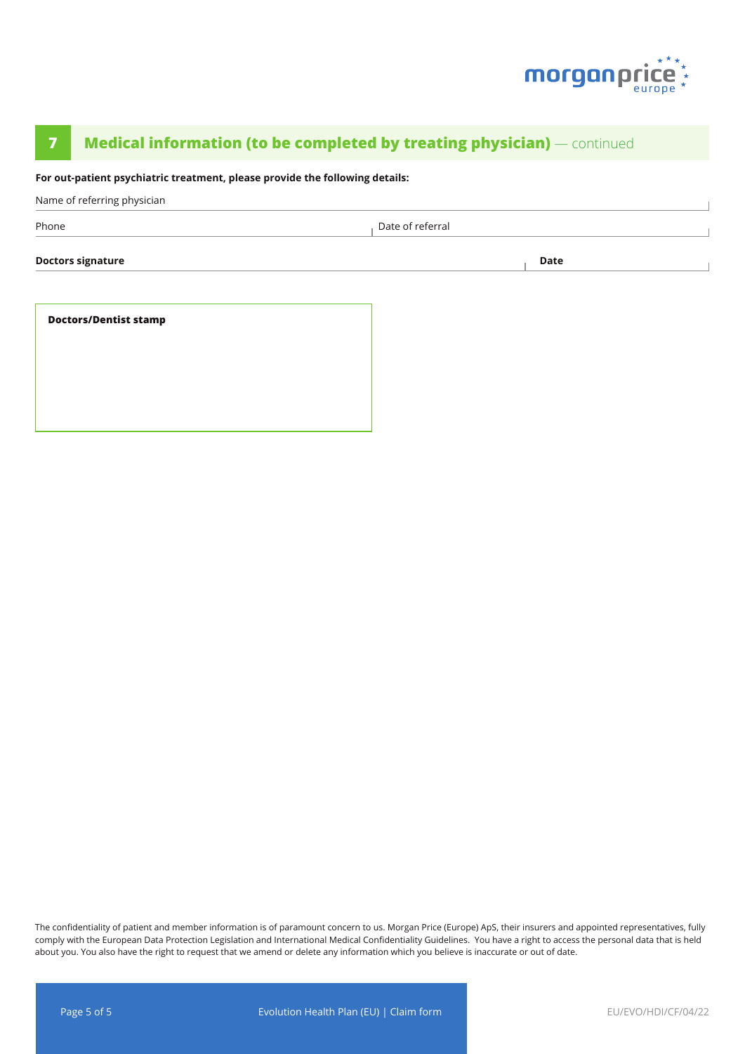## 7 Medical information (to be completed by treating physician) — continued

**For out-patient psychiatric treatment, please provide the following details:**

Name of referring physician

Phone

Date of referral

**Doctors signature**

**Date**

**Doctors/Dentist stamp**

The confidentiality of patient and member information is of paramount concern to us. Morgan Price (Europe) ApS, their insurers and appointed representatives, fully comply with the European Data Protection Legislation and International Medical Confidentiality Guidelines. You have a right to access the personal data that is held about you. You also have the right to request that we amend or delete any information which you believe is inaccurate or out of date.